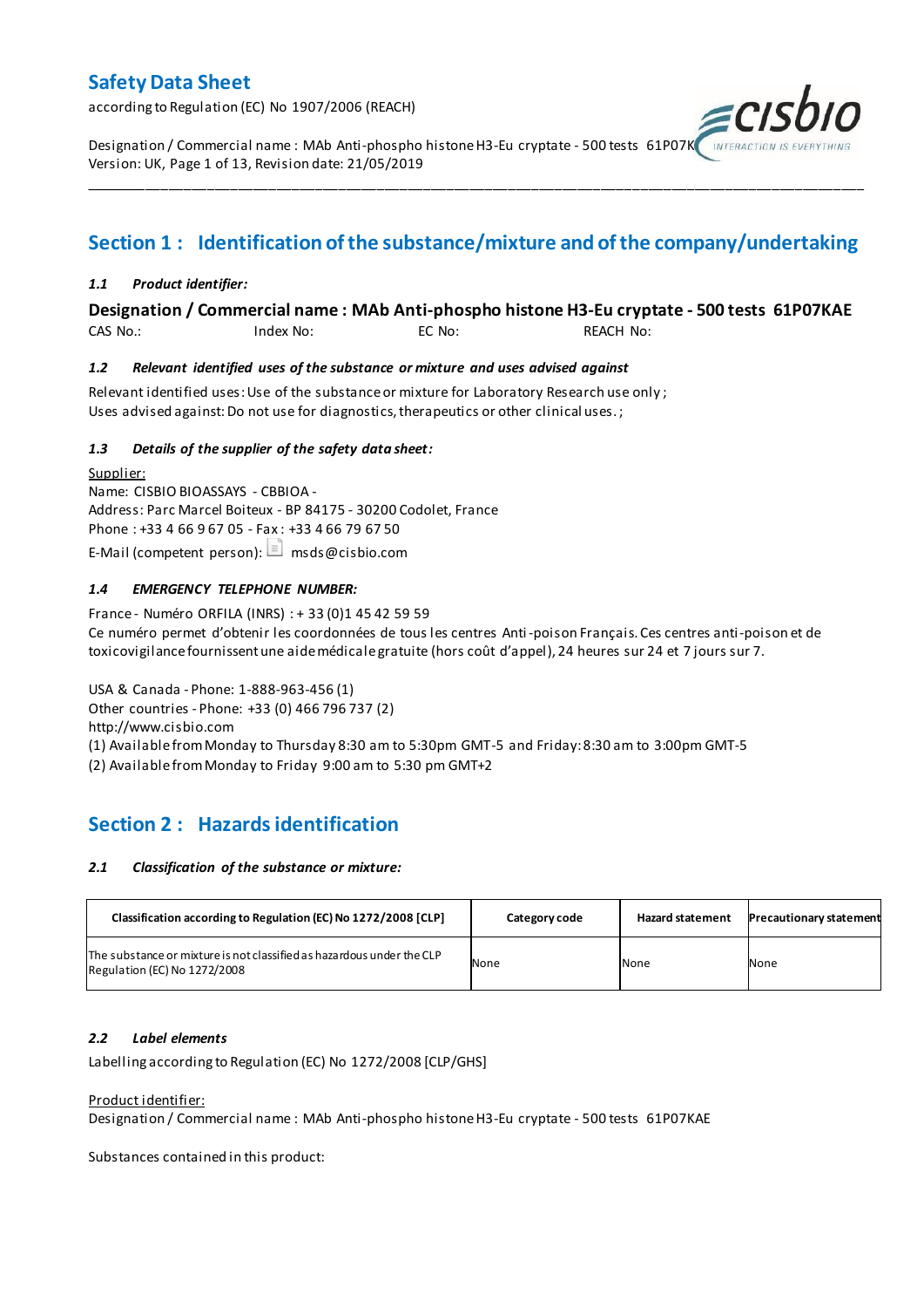# Safety Data Sheet

according to Regulation (EC) No 1907/2006 (REACH)

Designation / Commercial name : MAb Anti-phospho histone H3-Eu cryptate - 500 tests 61P07KAE
Version: UK, Page 1 of 13, Revision date: 21/05/2019

## Section 1 : Identification of the substance/mixture and of the company/undertaking

### *1.1 Product identifier:*

**Designation / Commercial name : MAb Anti-phospho histone H3-Eu cryptate - 500 tests 61P07KAE**

CAS No.: Index No: EC No: REACH No:

### *1.2 Relevant identified uses of the substance or mixture and uses advised against*

Relevant identified uses: Use of the substance or mixture for Laboratory Research use only ;
Uses advised against: Do not use for diagnostics, therapeutics or other clinical uses. ;

### *1.3 Details of the supplier of the safety data sheet:*

Supplier:
Name: CISBIO BIOASSAYS - CBBIOA -
Address: Parc Marcel Boiteux - BP 84175 - 30200 Codolet, France
Phone : +33 4 66 9 67 05 - Fax : +33 4 66 79 67 50
E-Mail (competent person): msds@cisbio.com

### *1.4 EMERGENCY TELEPHONE NUMBER:*

France - Numéro ORFILA (INRS) : + 33 (0)1 45 42 59 59
Ce numéro permet d'obtenir les coordonnées de tous les centres Anti-poison Français. Ces centres anti-poison et de toxicovigilance fournissent une aide médicale gratuite (hors coût d'appel), 24 heures sur 24 et 7 jours sur 7.

USA & Canada - Phone: 1-888-963-456 (1)
Other countries - Phone: +33 (0) 466 796 737 (2)
http://www.cisbio.com
(1) Available from Monday to Thursday 8:30 am to 5:30pm GMT-5 and Friday: 8:30 am to 3:00pm GMT-5
(2) Available from Monday to Friday 9:00 am to 5:30 pm GMT+2

## Section 2 : Hazards identification

### *2.1 Classification of the substance or mixture:*

| Classification according to Regulation (EC) No 1272/2008 [CLP] | Category code | Hazard statement | Precautionary statement |
|---|---|---|---|
| The substance or mixture is not classified as hazardous under the CLP Regulation (EC) No 1272/2008 | None | None | None |

### *2.2 Label elements*

Labelling according to Regulation (EC) No 1272/2008 [CLP/GHS]

Product identifier:
Designation / Commercial name : MAb Anti-phospho histone H3-Eu cryptate - 500 tests 61P07KAE

Substances contained in this product: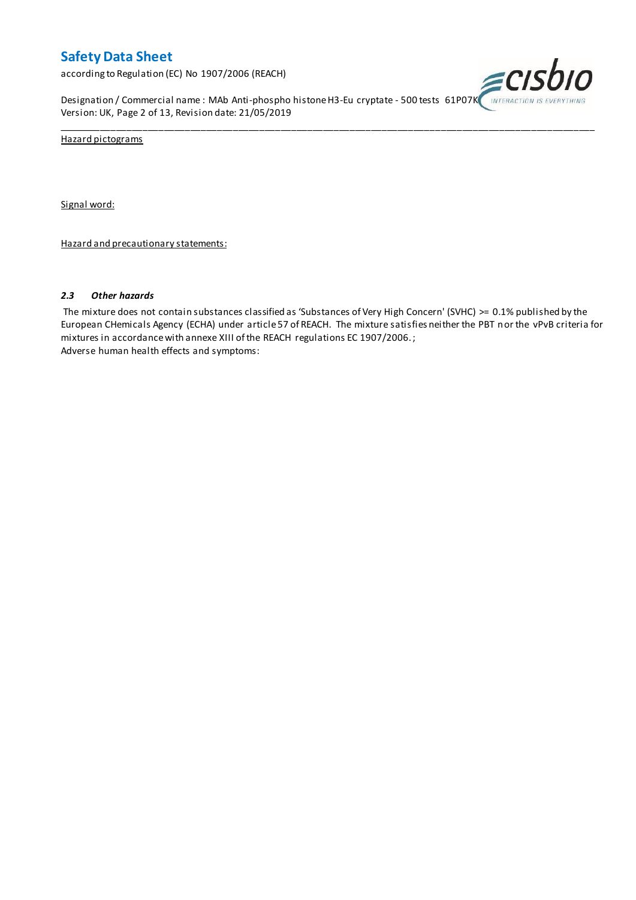Hazard pictograms

Signal word:

Hazard and precautionary statements:

### *2.3 Other hazards*

The mixture does not contain substances classified as 'Substances of Very High Concern' (SVHC) >= 0.1% published by the European CHemicals Agency (ECHA) under article 57 of REACH. The mixture satisfies neither the PBT nor the vPvB criteria for mixtures in accordance with annexe XIII of the REACH regulations EC 1907/2006. ;

Adverse human health effects and symptoms: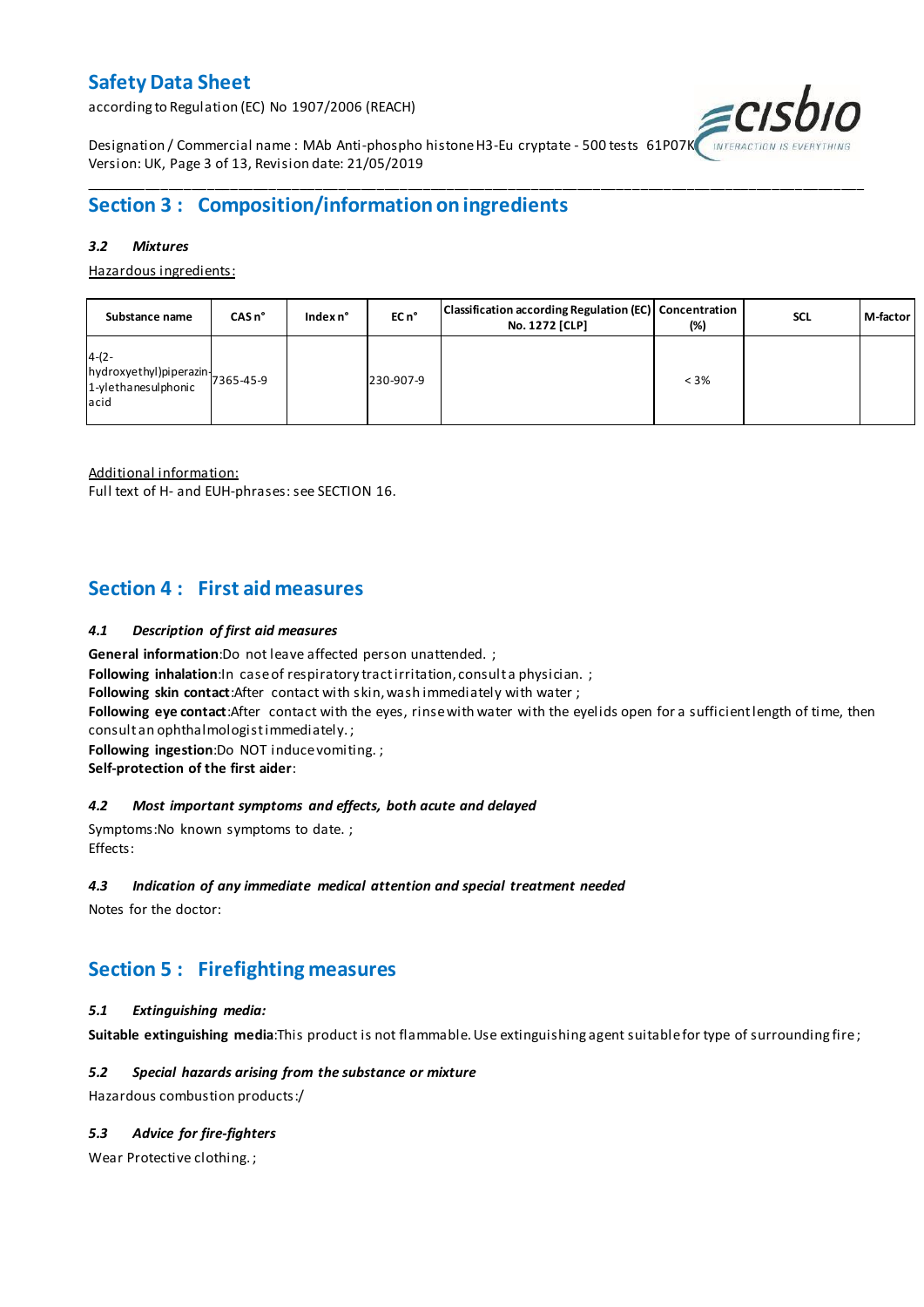## Section 3 : Composition/information on ingredients

### *3.2 Mixtures*

Hazardous ingredients:

| Substance name | CAS n° | Index n° | EC n° | Classification according Regulation (EC) No. 1272 [CLP] | Concentration (%) | SCL | M-factor |
|---|---|---|---|---|---|---|---|
| 4-(2-hydroxyethyl)piperazin-1-ylethanesulphonic acid | 7365-45-9 | | 230-907-9 | | < 3% | | |

Additional information:

Full text of H- and EUH-phrases: see SECTION 16.

## Section 4 : First aid measures

### *4.1 Description of first aid measures*

**General information**:Do not leave affected person unattended. ;

**Following inhalation**:In case of respiratory tract irritation, consult a physician. ;

**Following skin contact**:After contact with skin, wash immediately with water ;

**Following eye contact**:After contact with the eyes, rinse with water with the eyelids open for a sufficient length of time, then consult an ophthalmologist immediately. ;

**Following ingestion**:Do NOT induce vomiting. ;

**Self-protection of the first aider**:

### *4.2 Most important symptoms and effects, both acute and delayed*

Symptoms:No known symptoms to date. ;

Effects:

### *4.3 Indication of any immediate medical attention and special treatment needed*

Notes for the doctor:

## Section 5 : Firefighting measures

### *5.1 Extinguishing media:*

**Suitable extinguishing media**:This product is not flammable. Use extinguishing agent suitable for type of surrounding fire ;

### *5.2 Special hazards arising from the substance or mixture*

Hazardous combustion products:/

### *5.3 Advice for fire-fighters*

Wear Protective clothing. ;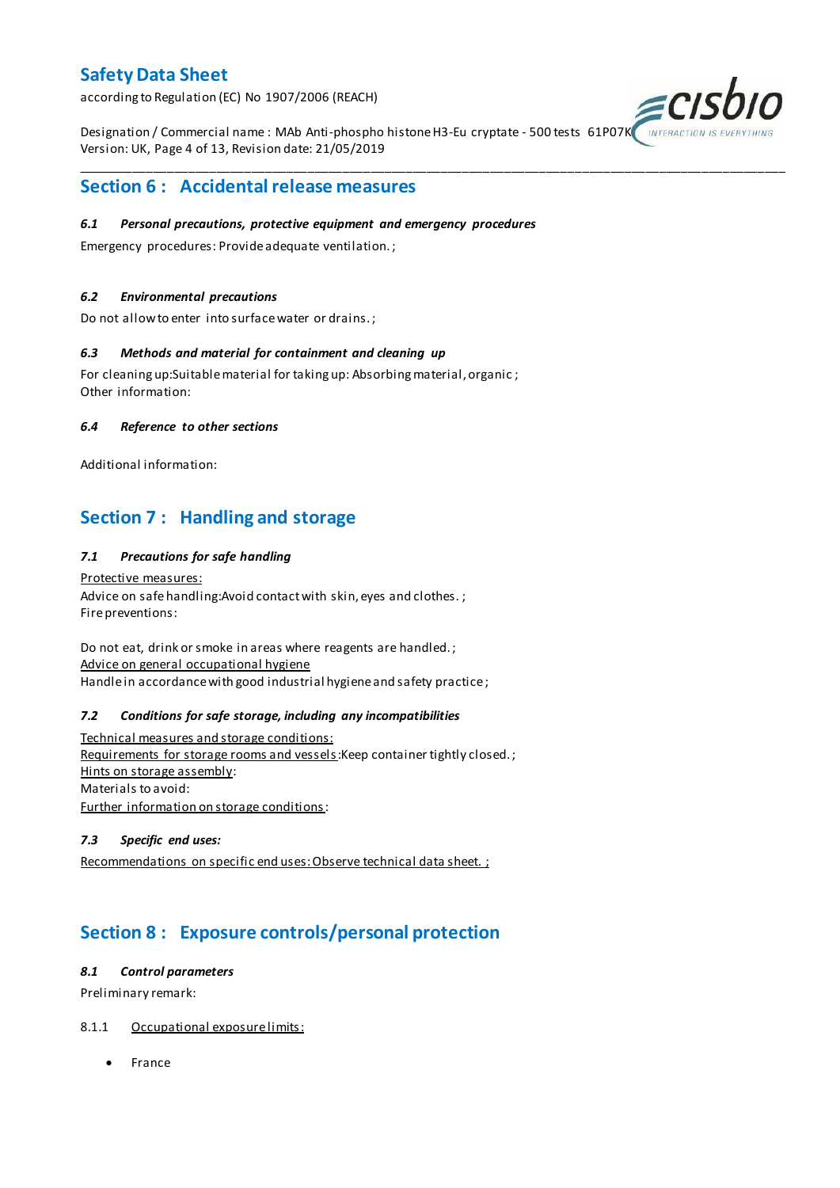## Section 6 : Accidental release measures

#### *6.1 Personal precautions, protective equipment and emergency procedures*

Emergency procedures: Provide adequate ventilation. ;

#### *6.2 Environmental precautions*

Do not allow to enter into surface water or drains. ;

#### *6.3 Methods and material for containment and cleaning up*

For cleaning up:Suitable material for taking up: Absorbing material, organic ;
Other information:

#### *6.4 Reference to other sections*

Additional information:

## Section 7 : Handling and storage

#### *7.1 Precautions for safe handling*

Protective measures:
Advice on safe handling:Avoid contact with skin, eyes and clothes. ;
Fire preventions:

Do not eat, drink or smoke in areas where reagents are handled. ;
Advice on general occupational hygiene
Handle in accordance with good industrial hygiene and safety practice ;

#### *7.2 Conditions for safe storage, including any incompatibilities*

Technical measures and storage conditions:
Requirements for storage rooms and vessels:Keep container tightly closed. ;
Hints on storage assembly:
Materials to avoid:
Further information on storage conditions:

#### *7.3 Specific end uses:*

Recommendations on specific end uses: Observe technical data sheet. ;

## Section 8 : Exposure controls/personal protection

#### *8.1 Control parameters*

Preliminary remark:

8.1.1 Occupational exposure limits:

- France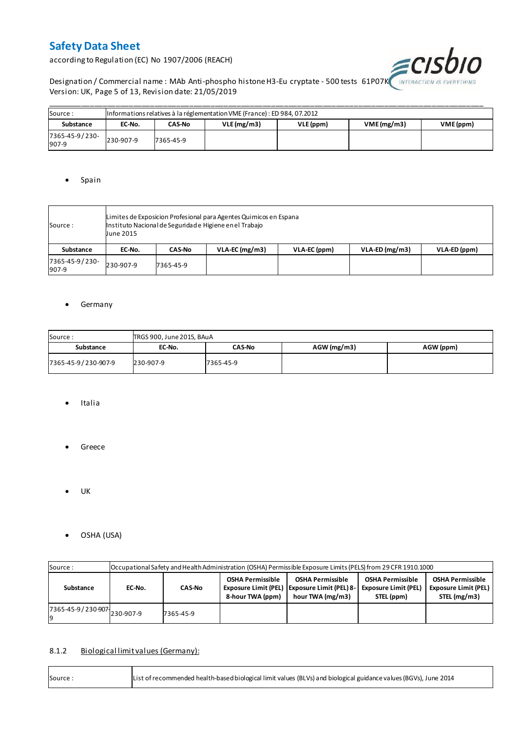| Source : | Informations relatives à la réglementation VME (France) : ED 984, 07.2012 | | | | | |
|---|---|---|---|---|---|---|
| **Substance** | **EC-No.** | **CAS-No** | **VLE (mg/m3)** | **VLE (ppm)** | **VME (mg/m3)** | **VME (ppm)** |
| 7365-45-9 / 230-907-9 | 230-907-9 | 7365-45-9 | | | | |

- Spain

| Source : | Limites de Exposicion Profesional para Agentes Quimicos en Espana<br>Instituto Nacional de Seguridad e Higiene en el Trabajo<br>June 2015 | | | | | |
|---|---|---|---|---|---|---|
| **Substance** | **EC-No.** | **CAS-No** | **VLA-EC (mg/m3)** | **VLA-EC (ppm)** | **VLA-ED (mg/m3)** | **VLA-ED (ppm)** |
| 7365-45-9 / 230-907-9 | 230-907-9 | 7365-45-9 | | | | |

- Germany

| Source : | TRGS 900, June 2015, BAuA | | | |
|---|---|---|---|---|
| **Substance** | **EC-No.** | **CAS-No** | **AGW (mg/m3)** | **AGW (ppm)** |
| 7365-45-9 / 230-907-9 | 230-907-9 | 7365-45-9 | | |

- Italia

- Greece

- UK

- OSHA (USA)

| Source : | Occupational Safety and Health Administration (OSHA) Permissible Exposure Limits (PELS) from 29 CFR 1910.1000 | | | | | |
|---|---|---|---|---|---|---|
| **Substance** | **EC-No.** | **CAS-No** | **OSHA Permissible Exposure Limit (PEL) 8-hour TWA (ppm)** | **OSHA Permissible Exposure Limit (PEL) 8-hour TWA (mg/m3)** | **OSHA Permissible Exposure Limit (PEL) STEL (ppm)** | **OSHA Permissible Exposure Limit (PEL) STEL (mg/m3)** |
| 7365-45-9 / 230-907-9 | 230-907-9 | 7365-45-9 | | | | |

### 8.1.2 Biological limit values (Germany):

| Source : | List of recommended health-based biological limit values (BLVs) and biological guidance values (BGVs), June 2014 |
|---|---|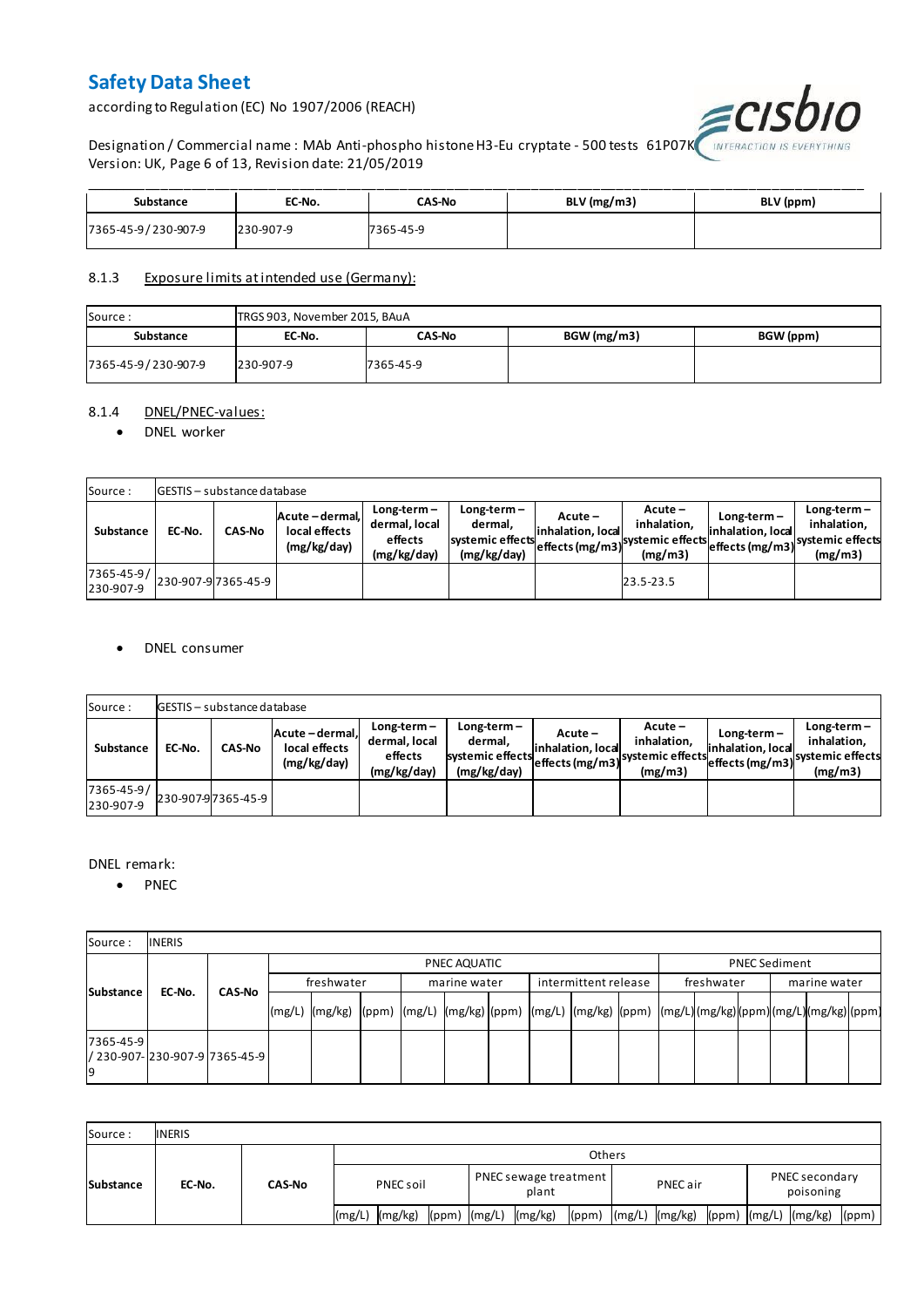| Substance | EC-No. | CAS-No | BLV (mg/m3) | BLV (ppm) |
|---|---|---|---|---|
| 7365-45-9 / 230-907-9 | 230-907-9 | 7365-45-9 | | |

### 8.1.3 Exposure limits at intended use (Germany):

| Source : | TRGS 903, November 2015, BAuA | | | |
|---|---|---|---|---|
| **Substance** | **EC-No.** | **CAS-No** | **BGW (mg/m3)** | **BGW (ppm)** |
| 7365-45-9 / 230-907-9 | 230-907-9 | 7365-45-9 | | |

### 8.1.4 DNEL/PNEC-values:

- DNEL worker

| Source : | GESTIS – substance database | | | | | | | | | |
|---|---|---|---|---|---|---|---|---|---|---|
| **Substance** | **EC-No.** | **CAS-No** | **Acute – dermal, local effects (mg/kg/day)** | **Long-term – dermal, local effects (mg/kg/day)** | **Long-term – dermal, systemic effects (mg/kg/day)** | **Acute – inhalation, local effects (mg/m3)** | **Acute – inhalation, systemic effects (mg/m3)** | **Long-term – inhalation, local effects (mg/m3)** | **Long-term – inhalation, systemic effects (mg/m3)** |
| 7365-45-9 / 230-907-9 | 230-907-9 | 7365-45-9 | | | | | 23.5-23.5 | | |

- DNEL consumer

| Source : | GESTIS – substance database | | | | | | | | | |
|---|---|---|---|---|---|---|---|---|---|---|
| **Substance** | **EC-No.** | **CAS-No** | **Acute – dermal, local effects (mg/kg/day)** | **Long-term – dermal, local effects (mg/kg/day)** | **Long-term – dermal, systemic effects (mg/kg/day)** | **Acute – inhalation, local effects (mg/m3)** | **Acute – inhalation, systemic effects (mg/m3)** | **Long-term – inhalation, local effects (mg/m3)** | **Long-term – inhalation, systemic effects (mg/m3)** |
| 7365-45-9 / 230-907-9 | 230-907-9 | 7365-45-9 | | | | | | | |

DNEL remark:

- PNEC

| Source : | INERIS | | | | | | | | | | | | | | | | | |
|---|---|---|---|---|---|---|---|---|---|---|---|---|---|---|---|---|---|---|
| **Substance** | **EC-No.** | **CAS-No** | PNEC AQUATIC | | | | | | | | | PNEC Sediment | | | | | |
| | | | freshwater | | | marine water | | | intermittent release | | | freshwater | | | marine water | | |
| | | | (mg/L) | (mg/kg) | (ppm) | (mg/L) | (mg/kg) | (ppm) | (mg/L) | (mg/kg) | (ppm) | (mg/L) | (mg/kg) | (ppm) | (mg/L) | (mg/kg) | (ppm) |
| 7365-45-9 / 230-907-9 | 230-907-9 | 7365-45-9 | | | | | | | | | | | | | | | |

| Source : | INERIS | | | | | | | | | | | | | | |
|---|---|---|---|---|---|---|---|---|---|---|---|---|---|---|---|
| **Substance** | **EC-No.** | **CAS-No** | Others | | | | | | | | | | | | |
| | | | PNEC soil | | | PNEC sewage treatment plant | | | PNEC air | | | PNEC secondary poisoning | | |
| | | | (mg/L) | (mg/kg) | (ppm) | (mg/L) | (mg/kg) | (ppm) | (mg/L) | (mg/kg) | (ppm) | (mg/L) | (mg/kg) | (ppm) |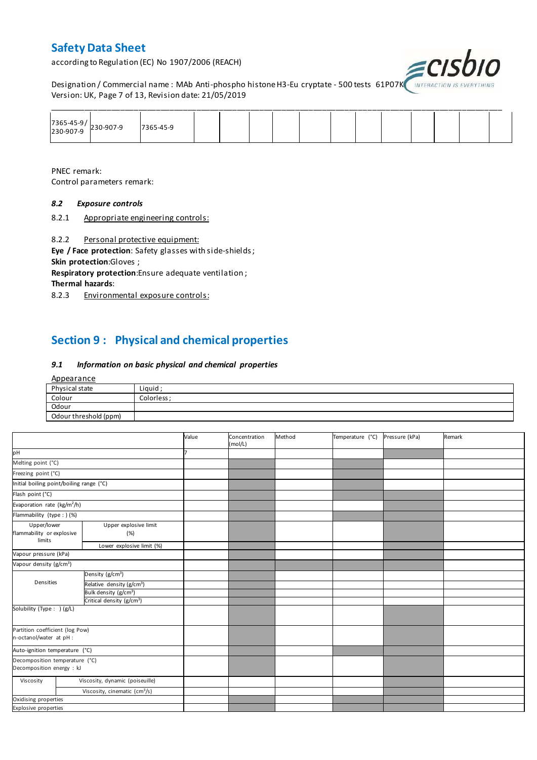| 7365-45-9 / 230-907-9 | 230-907-9 | 7365-45-9 | | | | | | | | | |
|---|---|---|---|---|---|---|---|---|---|---|---|

PNEC remark:
Control parameters remark:

### 8.2 *Exposure controls*

8.2.1 Appropriate engineering controls:

8.2.2 Personal protective equipment:

**Eye / Face protection**: Safety glasses with side-shields ;
**Skin protection**:Gloves ;
**Respiratory protection**:Ensure adequate ventilation ;
**Thermal hazards**:

8.2.3 Environmental exposure controls:

## Section 9 : Physical and chemical properties

### 9.1 *Information on basic physical and chemical properties*

Appearance

| Physical state | Liquid ; |
|---|---|
| Colour | Colorless ; |
| Odour | |
| Odour threshold (ppm) | |

| | | Value | Concentration (mol/L) | Method | Temperature (°C) | Pressure (kPa) | Remark |
|---|---|---|---|---|---|---|---|
| pH | | 7 | | | | | |
| Melting point (°C) | | | | | | | |
| Freezing point (°C) | | | | | | | |
| Initial boiling point/boiling range (°C) | | | | | | | |
| Flash point (°C) | | | | | | | |
| Evaporation rate ($kg/m^2/h$) | | | | | | | |
| Flammability (type : ) (%) | | | | | | | |
| Upper/lower flammability or explosive limits | Upper explosive limit (%) | | | | | | |
| | Lower explosive limit (%) | | | | | | |
| Vapour pressure (kPa) | | | | | | | |
| Vapour density ($g/cm^3$) | | | | | | | |
| Densities | Density ($g/cm^3$) | | | | | | |
| | Relative density ($g/cm^3$) | | | | | | |
| | Bulk density ($g/cm^3$) | | | | | | |
| | Critical density ($g/cm^3$) | | | | | | |
| Solubility (Type : ) (g/L) | | | | | | | |
| Partition coefficient (log Pow) n-octanol/water at pH : | | | | | | | |
| Auto-ignition temperature (°C) | | | | | | | |
| Decomposition temperature (°C) Decomposition energy : kJ | | | | | | | |
| Viscosity | Viscosity, dynamic (poiseuille) | | | | | | |
| | Viscosity, cinematic ($cm^3/s$) | | | | | | |
| Oxidising properties | | | | | | | |
| Explosive properties | | | | | | | |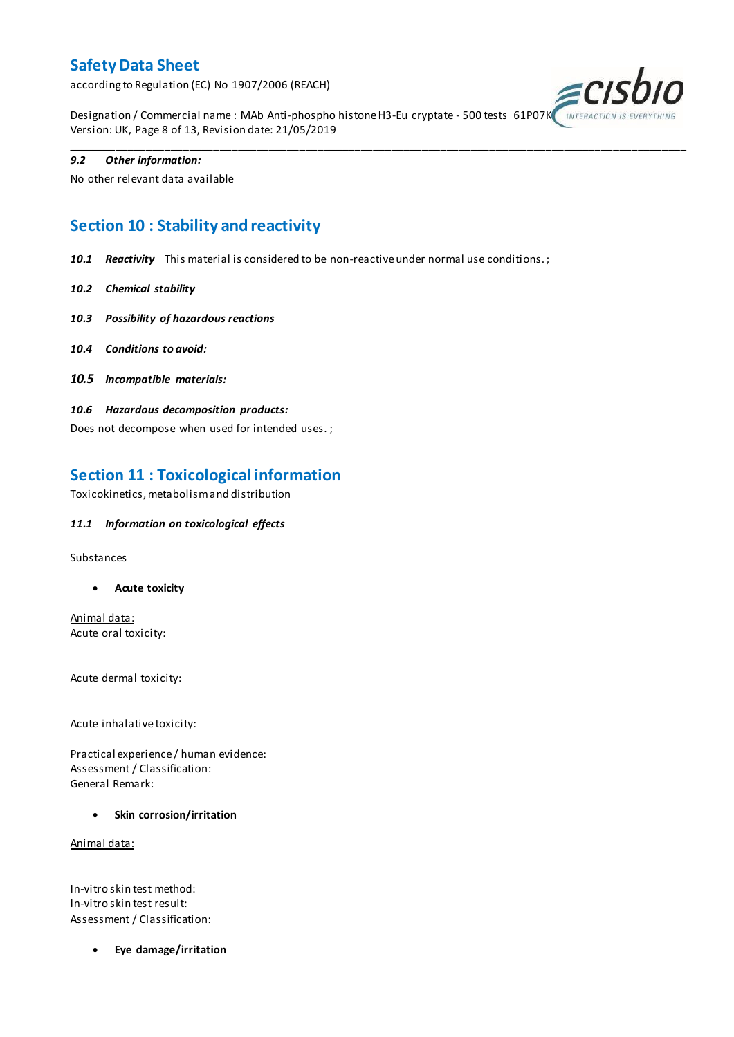**9.2 Other information:**

No other relevant data available

## Section 10 : Stability and reactivity

**10.1 Reactivity** This material is considered to be non-reactive under normal use conditions. ;

**10.2 Chemical stability**

**10.3 Possibility of hazardous reactions**

**10.4 Conditions to avoid:**

**10.5 Incompatible materials:**

**10.6 Hazardous decomposition products:**

Does not decompose when used for intended uses. ;

## Section 11 : Toxicological information

Toxicokinetics, metabolism and distribution

**11.1 Information on toxicological effects**

Substances

- **Acute toxicity**

Animal data:
Acute oral toxicity:

Acute dermal toxicity:

Acute inhalative toxicity:

Practical experience / human evidence:
Assessment / Classification:
General Remark:

- **Skin corrosion/irritation**

Animal data:

In-vitro skin test method:
In-vitro skin test result:
Assessment / Classification:

- **Eye damage/irritation**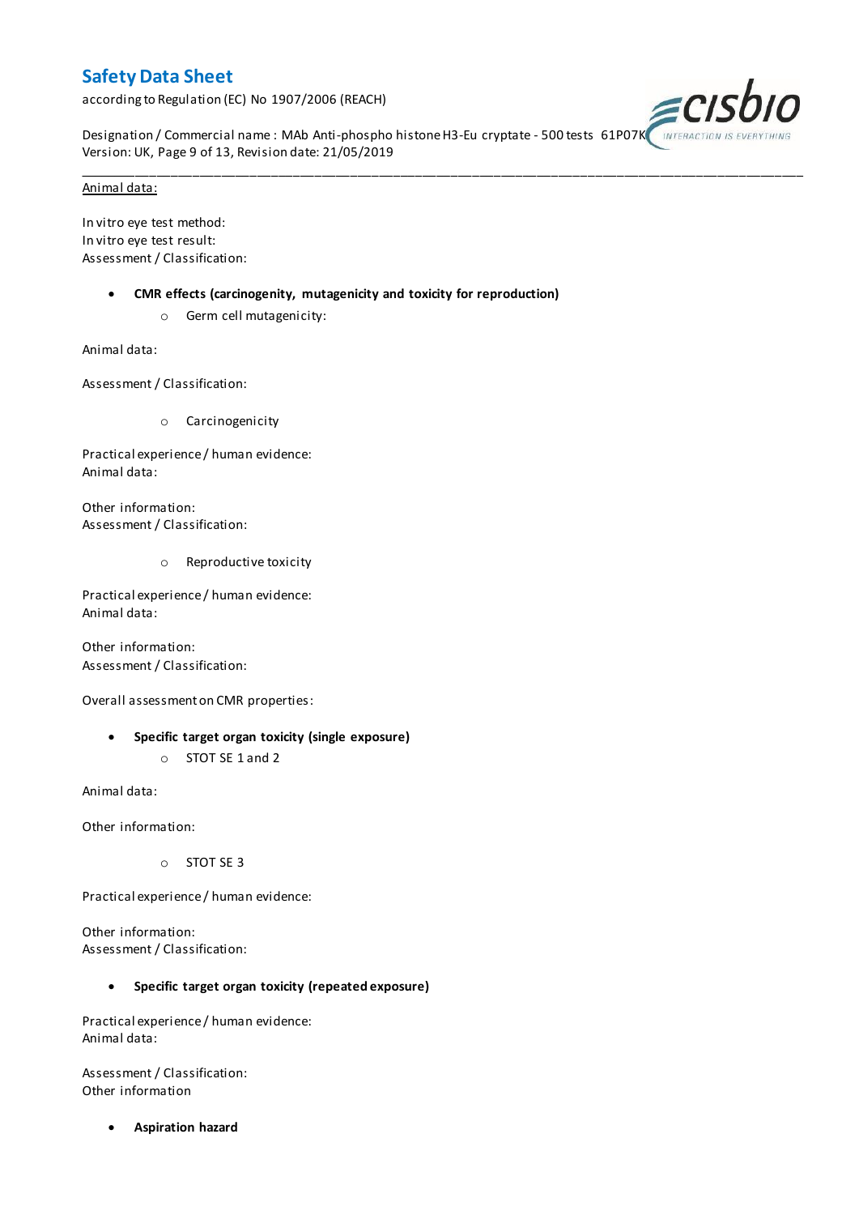<u>Animal data:</u>

In vitro eye test method:
In vitro eye test result:
Assessment / Classification:

- **CMR effects (carcinogenity, mutagenicity and toxicity for reproduction)**
    - Germ cell mutagenicity:

Animal data:

Assessment / Classification:

- Carcinogenicity

Practical experience / human evidence:
Animal data:

Other information:
Assessment / Classification:

- Reproductive toxicity

Practical experience / human evidence:
Animal data:

Other information:
Assessment / Classification:

Overall assessment on CMR properties:

- **Specific target organ toxicity (single exposure)**
    - STOT SE 1 and 2

Animal data:

Other information:

- STOT SE 3

Practical experience / human evidence:

Other information:
Assessment / Classification:

- **Specific target organ toxicity (repeated exposure)**

Practical experience / human evidence:
Animal data:

Assessment / Classification:
Other information

- **Aspiration hazard**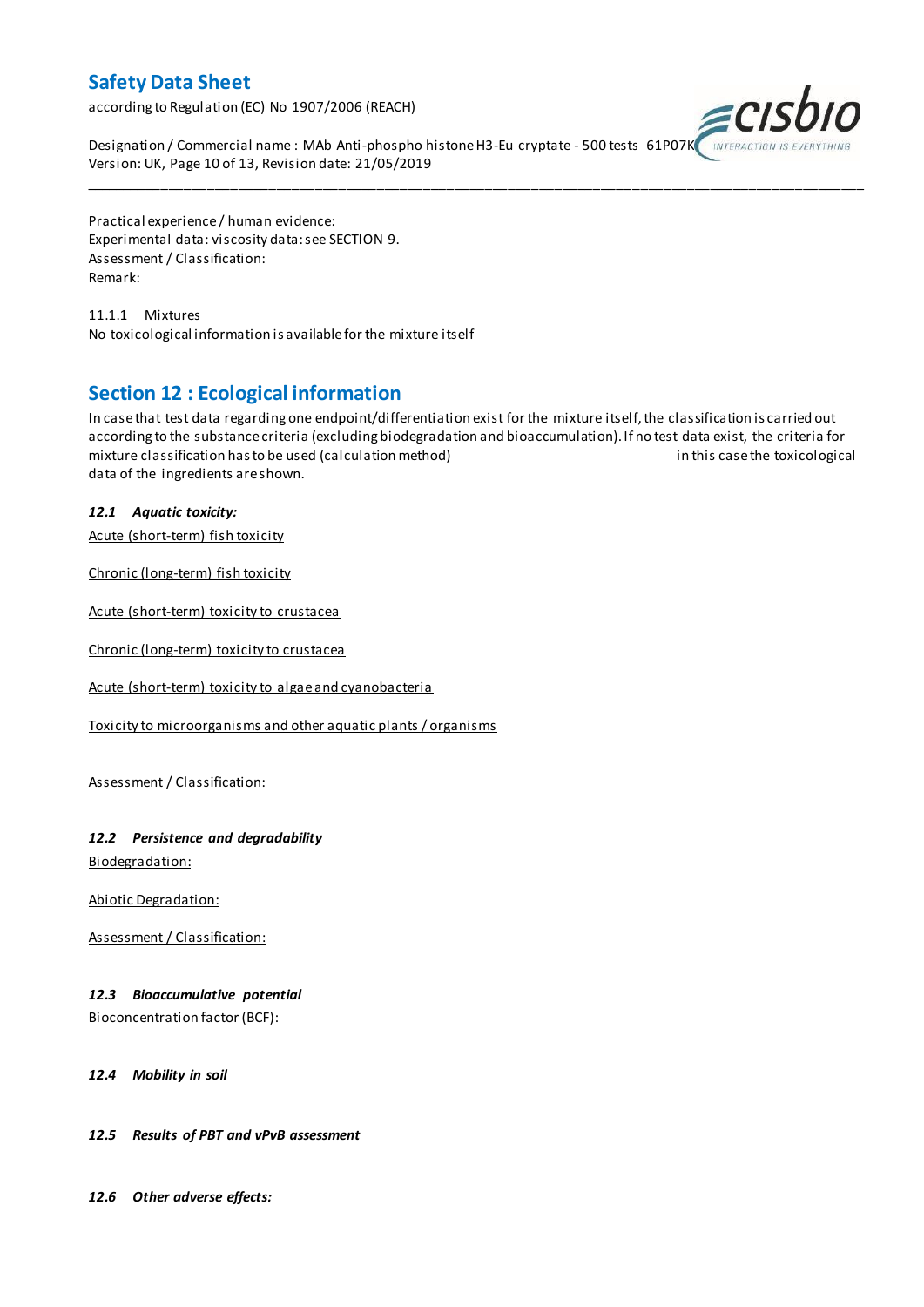Practical experience / human evidence:
Experimental data: viscosity data: see SECTION 9.
Assessment / Classification:
Remark:

11.1.1 Mixtures
No toxicological information is available for the mixture itself

## Section 12 : Ecological information

In case that test data regarding one endpoint/differentiation exist for the mixture itself, the classification is carried out according to the substance criteria (excluding biodegradation and bioaccumulation). If no test data exist, the criteria for mixture classification has to be used (calculation method) in this case the toxicological data of the ingredients are shown.

### *12.1 Aquatic toxicity:*

Acute (short-term) fish toxicity

Chronic (long-term) fish toxicity

Acute (short-term) toxicity to crustacea

Chronic (long-term) toxicity to crustacea

Acute (short-term) toxicity to algae and cyanobacteria

Toxicity to microorganisms and other aquatic plants / organisms

Assessment / Classification:

### *12.2 Persistence and degradability*

Biodegradation:

Abiotic Degradation:

Assessment / Classification:

### *12.3 Bioaccumulative potential*

Bioconcentration factor (BCF):

### *12.4 Mobility in soil*

### *12.5 Results of PBT and vPvB assessment*

### *12.6 Other adverse effects:*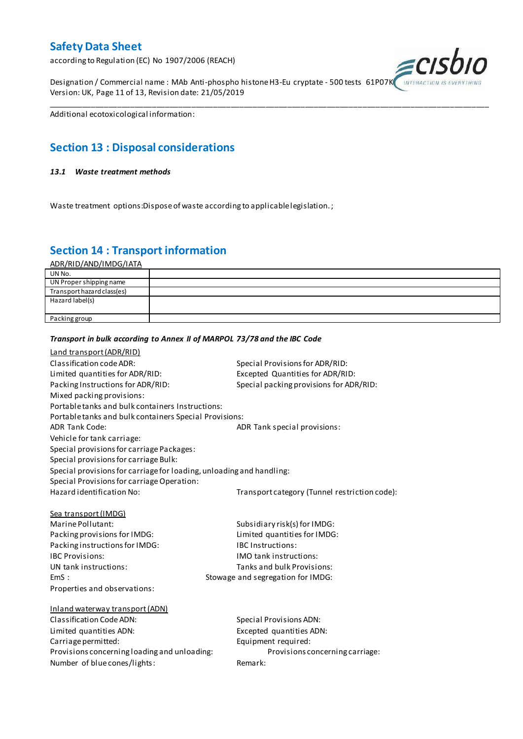Additional ecotoxicological information:

## Section 13 : Disposal considerations

### *13.1 Waste treatment methods*

Waste treatment options:Dispose of waste according to applicable legislation. ;

## Section 14 : Transport information

ADR/RID/AND/IMDG/IATA

| | |
|---|---|
| UN No. | |
| UN Proper shipping name | |
| Transport hazard class(es) | |
| Hazard label(s) | |
| Packing group | |

***Transport in bulk according to Annex II of MARPOL 73/78 and the IBC Code***

Land transport (ADR/RID)

Classification code ADR:
Special Provisions for ADR/RID:
Limited quantities for ADR/RID:
Excepted Quantities for ADR/RID:
Packing Instructions for ADR/RID:
Special packing provisions for ADR/RID:
Mixed packing provisions:
Portable tanks and bulk containers Instructions:
Portable tanks and bulk containers Special Provisions:
ADR Tank Code:
ADR Tank special provisions:
Vehicle for tank carriage:
Special provisions for carriage Packages:
Special provisions for carriage Bulk:
Special provisions for carriage for loading, unloading and handling:
Special Provisions for carriage Operation:
Hazard identification No:
Transport category (Tunnel restriction code):

Sea transport (IMDG)

Marine Pollutant:
Subsidiary risk(s) for IMDG:
Packing provisions for IMDG:
Limited quantities for IMDG:
Packing instructions for IMDG:
IBC Instructions:
IBC Provisions:
IMO tank instructions:
UN tank instructions:
Tanks and bulk Provisions:
EmS :
Stowage and segregation for IMDG:
Properties and observations:

Inland waterway transport (ADN)

Classification Code ADN:
Special Provisions ADN:
Limited quantities ADN:
Excepted quantities ADN:
Carriage permitted:
Equipment required:
Provisions concerning loading and unloading:
Provisions concerning carriage:
Number of blue cones/lights:
Remark: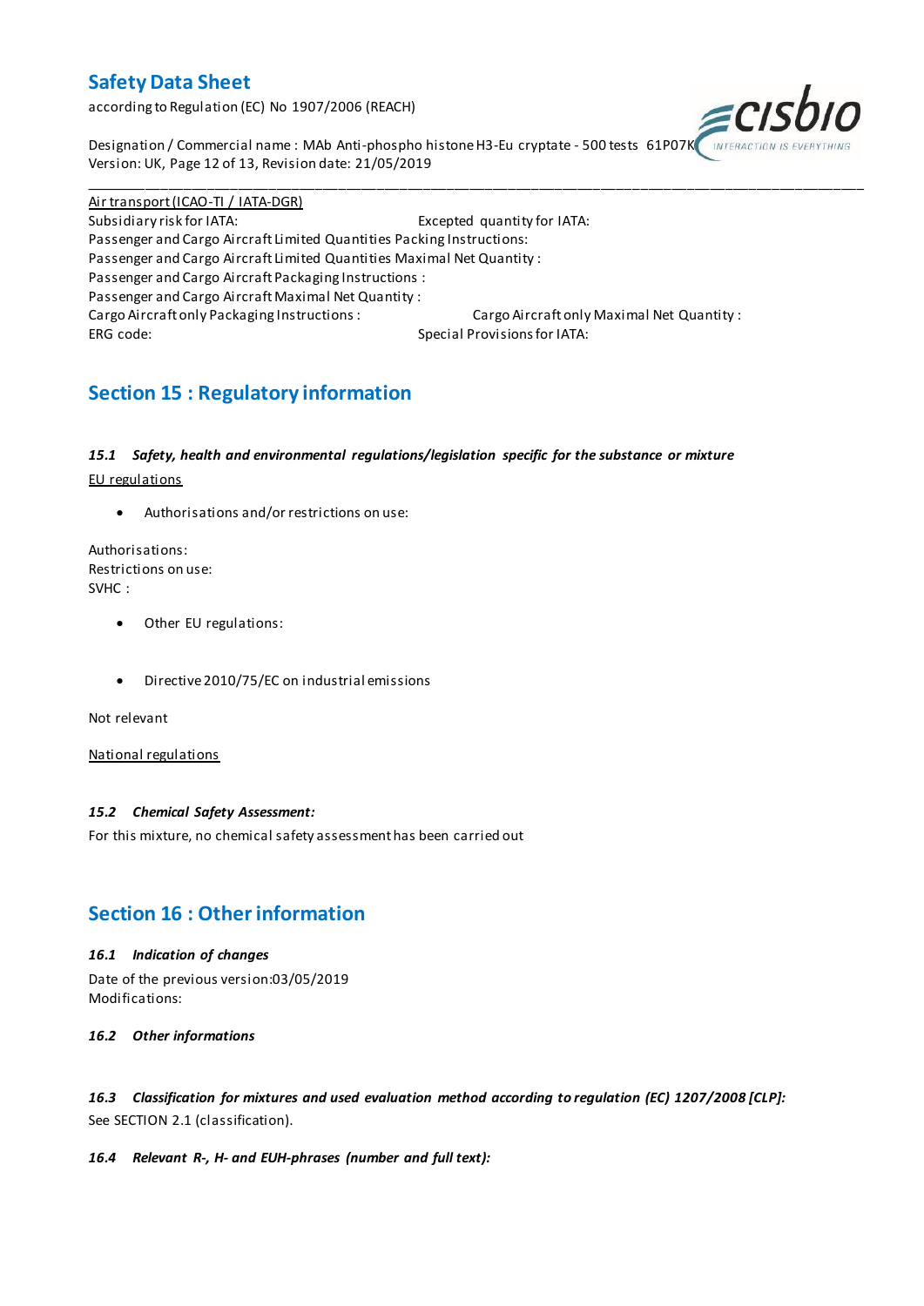Air transport (ICAO-TI / IATA-DGR)

Subsidiary risk for IATA: Excepted quantity for IATA:
Passenger and Cargo Aircraft Limited Quantities Packing Instructions:
Passenger and Cargo Aircraft Limited Quantities Maximal Net Quantity :
Passenger and Cargo Aircraft Packaging Instructions :
Passenger and Cargo Aircraft Maximal Net Quantity :
Cargo Aircraft only Packaging Instructions : Cargo Aircraft only Maximal Net Quantity :
ERG code: Special Provisions for IATA:

## Section 15 : Regulatory information

### *15.1 Safety, health and environmental regulations/legislation specific for the substance or mixture*

EU regulations

- Authorisations and/or restrictions on use:

Authorisations:
Restrictions on use:
SVHC :

- Other EU regulations:

- Directive 2010/75/EC on industrial emissions

Not relevant

National regulations

### *15.2 Chemical Safety Assessment:*

For this mixture, no chemical safety assessment has been carried out

## Section 16 : Other information

### *16.1 Indication of changes*

Date of the previous version:03/05/2019
Modifications:

### *16.2 Other informations*

### *16.3 Classification for mixtures and used evaluation method according to regulation (EC) 1207/2008 [CLP]:*

See SECTION 2.1 (classification).

### *16.4 Relevant R-, H- and EUH-phrases (number and full text):*